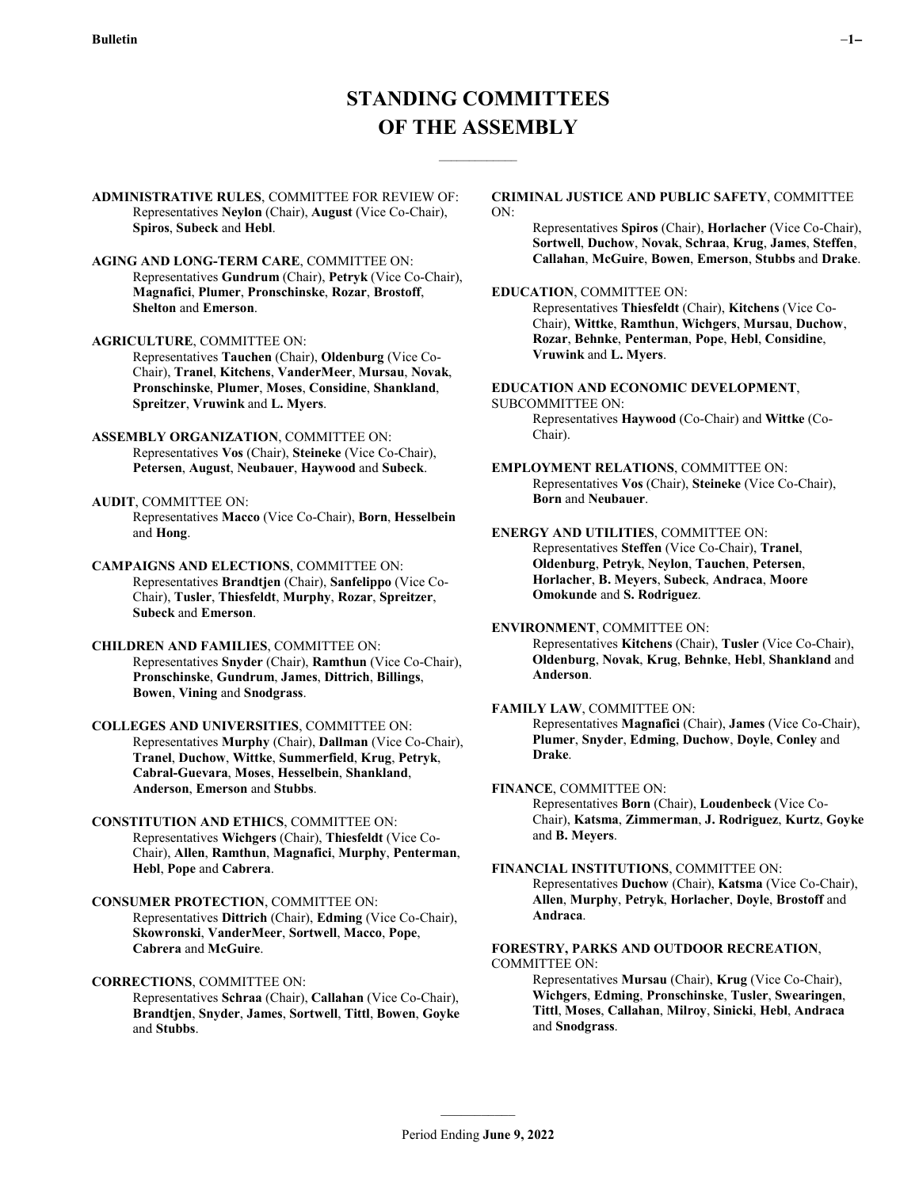# STANDING COMMITTEES OF THE ASSEMBLY

**ADMINISTRATIVE RULES**, COMMITTEE FOR REVIEW OF:
Representatives **Neylon** (Chair), **August** (Vice Co-Chair), **Spiros**, **Subeck** and **Hebl**.

**AGING AND LONG-TERM CARE**, COMMITTEE ON:
Representatives **Gundrum** (Chair), **Petryk** (Vice Co-Chair), **Magnafici**, **Plumer**, **Pronschinske**, **Rozar**, **Brostoff**, **Shelton** and **Emerson**.

**AGRICULTURE**, COMMITTEE ON:
Representatives **Tauchen** (Chair), **Oldenburg** (Vice Co-Chair), **Tranel**, **Kitchens**, **VanderMeer**, **Mursau**, **Novak**, **Pronschinske**, **Plumer**, **Moses**, **Considine**, **Shankland**, **Spreitzer**, **Vruwink** and **L. Myers**.

**ASSEMBLY ORGANIZATION**, COMMITTEE ON:
Representatives **Vos** (Chair), **Steineke** (Vice Co-Chair), **Petersen**, **August**, **Neubauer**, **Haywood** and **Subeck**.

**AUDIT**, COMMITTEE ON:
Representatives **Macco** (Vice Co-Chair), **Born**, **Hesselbein** and **Hong**.

**CAMPAIGNS AND ELECTIONS**, COMMITTEE ON:
Representatives **Brandtjen** (Chair), **Sanfelippo** (Vice Co-Chair), **Tusler**, **Thiesfeldt**, **Murphy**, **Rozar**, **Spreitzer**, **Subeck** and **Emerson**.

**CHILDREN AND FAMILIES**, COMMITTEE ON:
Representatives **Snyder** (Chair), **Ramthun** (Vice Co-Chair), **Pronschinske**, **Gundrum**, **James**, **Dittrich**, **Billings**, **Bowen**, **Vining** and **Snodgrass**.

**COLLEGES AND UNIVERSITIES**, COMMITTEE ON:
Representatives **Murphy** (Chair), **Dallman** (Vice Co-Chair), **Tranel**, **Duchow**, **Wittke**, **Summerfield**, **Krug**, **Petryk**, **Cabral-Guevara**, **Moses**, **Hesselbein**, **Shankland**, **Anderson**, **Emerson** and **Stubbs**.

**CONSTITUTION AND ETHICS**, COMMITTEE ON:
Representatives **Wichgers** (Chair), **Thiesfeldt** (Vice Co-Chair), **Allen**, **Ramthun**, **Magnafici**, **Murphy**, **Penterman**, **Hebl**, **Pope** and **Cabrera**.

**CONSUMER PROTECTION**, COMMITTEE ON:
Representatives **Dittrich** (Chair), **Edming** (Vice Co-Chair), **Skowronski**, **VanderMeer**, **Sortwell**, **Macco**, **Pope**, **Cabrera** and **McGuire**.

**CORRECTIONS**, COMMITTEE ON:
Representatives **Schraa** (Chair), **Callahan** (Vice Co-Chair), **Brandtjen**, **Snyder**, **James**, **Sortwell**, **Tittl**, **Bowen**, **Goyke** and **Stubbs**.

**CRIMINAL JUSTICE AND PUBLIC SAFETY**, COMMITTEE ON:
Representatives **Spiros** (Chair), **Horlacher** (Vice Co-Chair), **Sortwell**, **Duchow**, **Novak**, **Schraa**, **Krug**, **James**, **Steffen**, **Callahan**, **McGuire**, **Bowen**, **Emerson**, **Stubbs** and **Drake**.

**EDUCATION**, COMMITTEE ON:
Representatives **Thiesfeldt** (Chair), **Kitchens** (Vice Co-Chair), **Wittke**, **Ramthun**, **Wichgers**, **Mursau**, **Duchow**, **Rozar**, **Behnke**, **Penterman**, **Pope**, **Hebl**, **Considine**, **Vruwink** and **L. Myers**.

**EDUCATION AND ECONOMIC DEVELOPMENT**, SUBCOMMITTEE ON:
Representatives **Haywood** (Co-Chair) and **Wittke** (Co-Chair).

**EMPLOYMENT RELATIONS**, COMMITTEE ON:
Representatives **Vos** (Chair), **Steineke** (Vice Co-Chair), **Born** and **Neubauer**.

**ENERGY AND UTILITIES**, COMMITTEE ON:
Representatives **Steffen** (Vice Co-Chair), **Tranel**, **Oldenburg**, **Petryk**, **Neylon**, **Tauchen**, **Petersen**, **Horlacher**, **B. Meyers**, **Subeck**, **Andraca**, **Moore Omokunde** and **S. Rodriguez**.

**ENVIRONMENT**, COMMITTEE ON:
Representatives **Kitchens** (Chair), **Tusler** (Vice Co-Chair), **Oldenburg**, **Novak**, **Krug**, **Behnke**, **Hebl**, **Shankland** and **Anderson**.

**FAMILY LAW**, COMMITTEE ON:
Representatives **Magnafici** (Chair), **James** (Vice Co-Chair), **Plumer**, **Snyder**, **Edming**, **Duchow**, **Doyle**, **Conley** and **Drake**.

**FINANCE**, COMMITTEE ON:
Representatives **Born** (Chair), **Loudenbeck** (Vice Co-Chair), **Katsma**, **Zimmerman**, **J. Rodriguez**, **Kurtz**, **Goyke** and **B. Meyers**.

**FINANCIAL INSTITUTIONS**, COMMITTEE ON:
Representatives **Duchow** (Chair), **Katsma** (Vice Co-Chair), **Allen**, **Murphy**, **Petryk**, **Horlacher**, **Doyle**, **Brostoff** and **Andraca**.

**FORESTRY, PARKS AND OUTDOOR RECREATION**, COMMITTEE ON:
Representatives **Mursau** (Chair), **Krug** (Vice Co-Chair), **Wichgers**, **Edming**, **Pronschinske**, **Tusler**, **Swearingen**, **Tittl**, **Moses**, **Callahan**, **Milroy**, **Sinicki**, **Hebl**, **Andraca** and **Snodgrass**.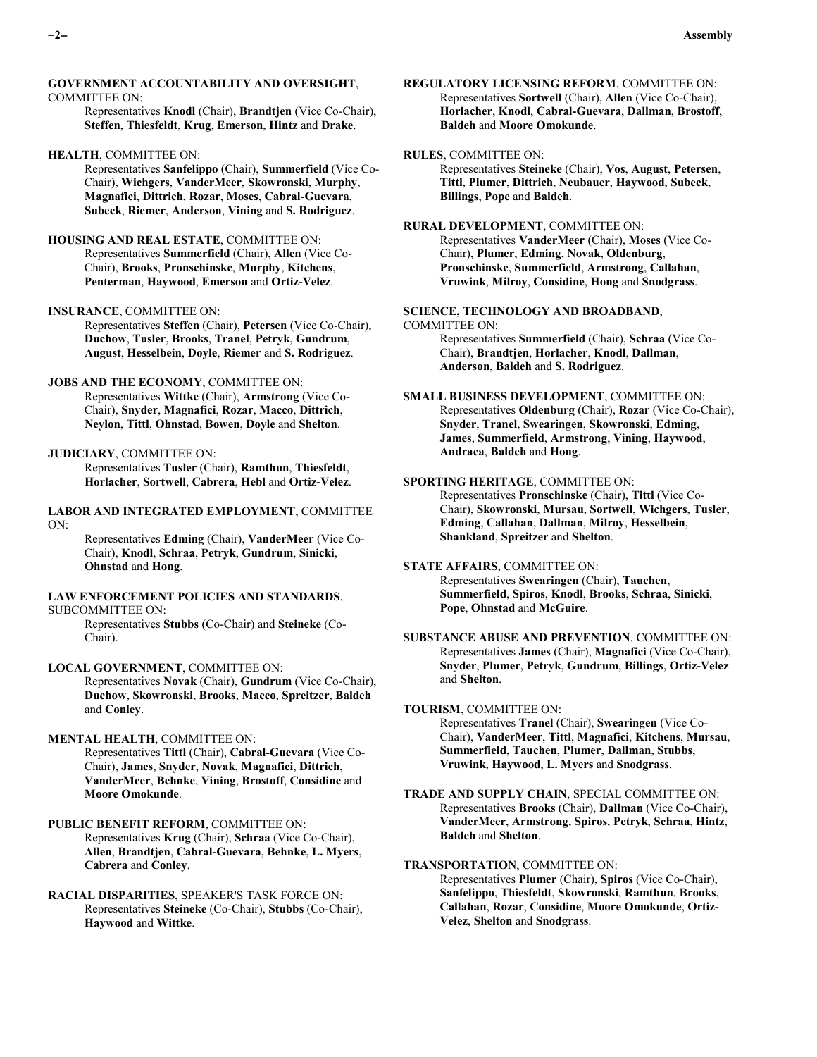**GOVERNMENT ACCOUNTABILITY AND OVERSIGHT**, COMMITTEE ON:
Representatives **Knodl** (Chair), **Brandtjen** (Vice Co-Chair), **Steffen**, **Thiesfeldt**, **Krug**, **Emerson**, **Hintz** and **Drake**.

**HEALTH**, COMMITTEE ON:
Representatives **Sanfelippo** (Chair), **Summerfield** (Vice Co-Chair), **Wichgers**, **VanderMeer**, **Skowronski**, **Murphy**, **Magnafici**, **Dittrich**, **Rozar**, **Moses**, **Cabral-Guevara**, **Subeck**, **Riemer**, **Anderson**, **Vining** and **S. Rodriguez**.

**HOUSING AND REAL ESTATE**, COMMITTEE ON:
Representatives **Summerfield** (Chair), **Allen** (Vice Co-Chair), **Brooks**, **Pronschinske**, **Murphy**, **Kitchens**, **Penterman**, **Haywood**, **Emerson** and **Ortiz-Velez**.

**INSURANCE**, COMMITTEE ON:
Representatives **Steffen** (Chair), **Petersen** (Vice Co-Chair), **Duchow**, **Tusler**, **Brooks**, **Tranel**, **Petryk**, **Gundrum**, **August**, **Hesselbein**, **Doyle**, **Riemer** and **S. Rodriguez**.

**JOBS AND THE ECONOMY**, COMMITTEE ON:
Representatives **Wittke** (Chair), **Armstrong** (Vice Co-Chair), **Snyder**, **Magnafici**, **Rozar**, **Macco**, **Dittrich**, **Neylon**, **Tittl**, **Ohnstad**, **Bowen**, **Doyle** and **Shelton**.

**JUDICIARY**, COMMITTEE ON:
Representatives **Tusler** (Chair), **Ramthun**, **Thiesfeldt**, **Horlacher**, **Sortwell**, **Cabrera**, **Hebl** and **Ortiz-Velez**.

**LABOR AND INTEGRATED EMPLOYMENT**, COMMITTEE ON:
Representatives **Edming** (Chair), **VanderMeer** (Vice Co-Chair), **Knodl**, **Schraa**, **Petryk**, **Gundrum**, **Sinicki**, **Ohnstad** and **Hong**.

**LAW ENFORCEMENT POLICIES AND STANDARDS**, SUBCOMMITTEE ON:
Representatives **Stubbs** (Co-Chair) and **Steineke** (Co-Chair).

**LOCAL GOVERNMENT**, COMMITTEE ON:
Representatives **Novak** (Chair), **Gundrum** (Vice Co-Chair), **Duchow**, **Skowronski**, **Brooks**, **Macco**, **Spreitzer**, **Baldeh** and **Conley**.

**MENTAL HEALTH**, COMMITTEE ON:
Representatives **Tittl** (Chair), **Cabral-Guevara** (Vice Co-Chair), **James**, **Snyder**, **Novak**, **Magnafici**, **Dittrich**, **VanderMeer**, **Behnke**, **Vining**, **Brostoff**, **Considine** and **Moore Omokunde**.

**PUBLIC BENEFIT REFORM**, COMMITTEE ON:
Representatives **Krug** (Chair), **Schraa** (Vice Co-Chair), **Allen**, **Brandtjen**, **Cabral-Guevara**, **Behnke**, **L. Myers**, **Cabrera** and **Conley**.

**RACIAL DISPARITIES**, SPEAKER'S TASK FORCE ON:
Representatives **Steineke** (Co-Chair), **Stubbs** (Co-Chair), **Haywood** and **Wittke**.

**REGULATORY LICENSING REFORM**, COMMITTEE ON:
Representatives **Sortwell** (Chair), **Allen** (Vice Co-Chair), **Horlacher**, **Knodl**, **Cabral-Guevara**, **Dallman**, **Brostoff**, **Baldeh** and **Moore Omokunde**.

**RULES**, COMMITTEE ON:
Representatives **Steineke** (Chair), **Vos**, **August**, **Petersen**, **Tittl**, **Plumer**, **Dittrich**, **Neubauer**, **Haywood**, **Subeck**, **Billings**, **Pope** and **Baldeh**.

**RURAL DEVELOPMENT**, COMMITTEE ON:
Representatives **VanderMeer** (Chair), **Moses** (Vice Co-Chair), **Plumer**, **Edming**, **Novak**, **Oldenburg**, **Pronschinske**, **Summerfield**, **Armstrong**, **Callahan**, **Vruwink**, **Milroy**, **Considine**, **Hong** and **Snodgrass**.

**SCIENCE, TECHNOLOGY AND BROADBAND**, COMMITTEE ON:
Representatives **Summerfield** (Chair), **Schraa** (Vice Co-Chair), **Brandtjen**, **Horlacher**, **Knodl**, **Dallman**, **Anderson**, **Baldeh** and **S. Rodriguez**.

**SMALL BUSINESS DEVELOPMENT**, COMMITTEE ON:
Representatives **Oldenburg** (Chair), **Rozar** (Vice Co-Chair), **Snyder**, **Tranel**, **Swearingen**, **Skowronski**, **Edming**, **James**, **Summerfield**, **Armstrong**, **Vining**, **Haywood**, **Andraca**, **Baldeh** and **Hong**.

**SPORTING HERITAGE**, COMMITTEE ON:
Representatives **Pronschinske** (Chair), **Tittl** (Vice Co-Chair), **Skowronski**, **Mursau**, **Sortwell**, **Wichgers**, **Tusler**, **Edming**, **Callahan**, **Dallman**, **Milroy**, **Hesselbein**, **Shankland**, **Spreitzer** and **Shelton**.

**STATE AFFAIRS**, COMMITTEE ON:
Representatives **Swearingen** (Chair), **Tauchen**, **Summerfield**, **Spiros**, **Knodl**, **Brooks**, **Schraa**, **Sinicki**, **Pope**, **Ohnstad** and **McGuire**.

**SUBSTANCE ABUSE AND PREVENTION**, COMMITTEE ON:
Representatives **James** (Chair), **Magnafici** (Vice Co-Chair), **Snyder**, **Plumer**, **Petryk**, **Gundrum**, **Billings**, **Ortiz-Velez** and **Shelton**.

**TOURISM**, COMMITTEE ON:
Representatives **Tranel** (Chair), **Swearingen** (Vice Co-Chair), **VanderMeer**, **Tittl**, **Magnafici**, **Kitchens**, **Mursau**, **Summerfield**, **Tauchen**, **Plumer**, **Dallman**, **Stubbs**, **Vruwink**, **Haywood**, **L. Myers** and **Snodgrass**.

**TRADE AND SUPPLY CHAIN**, SPECIAL COMMITTEE ON:
Representatives **Brooks** (Chair), **Dallman** (Vice Co-Chair), **VanderMeer**, **Armstrong**, **Spiros**, **Petryk**, **Schraa**, **Hintz**, **Baldeh** and **Shelton**.

**TRANSPORTATION**, COMMITTEE ON:
Representatives **Plumer** (Chair), **Spiros** (Vice Co-Chair), **Sanfelippo**, **Thiesfeldt**, **Skowronski**, **Ramthun**, **Brooks**, **Callahan**, **Rozar**, **Considine**, **Moore Omokunde**, **Ortiz-Velez**, **Shelton** and **Snodgrass**.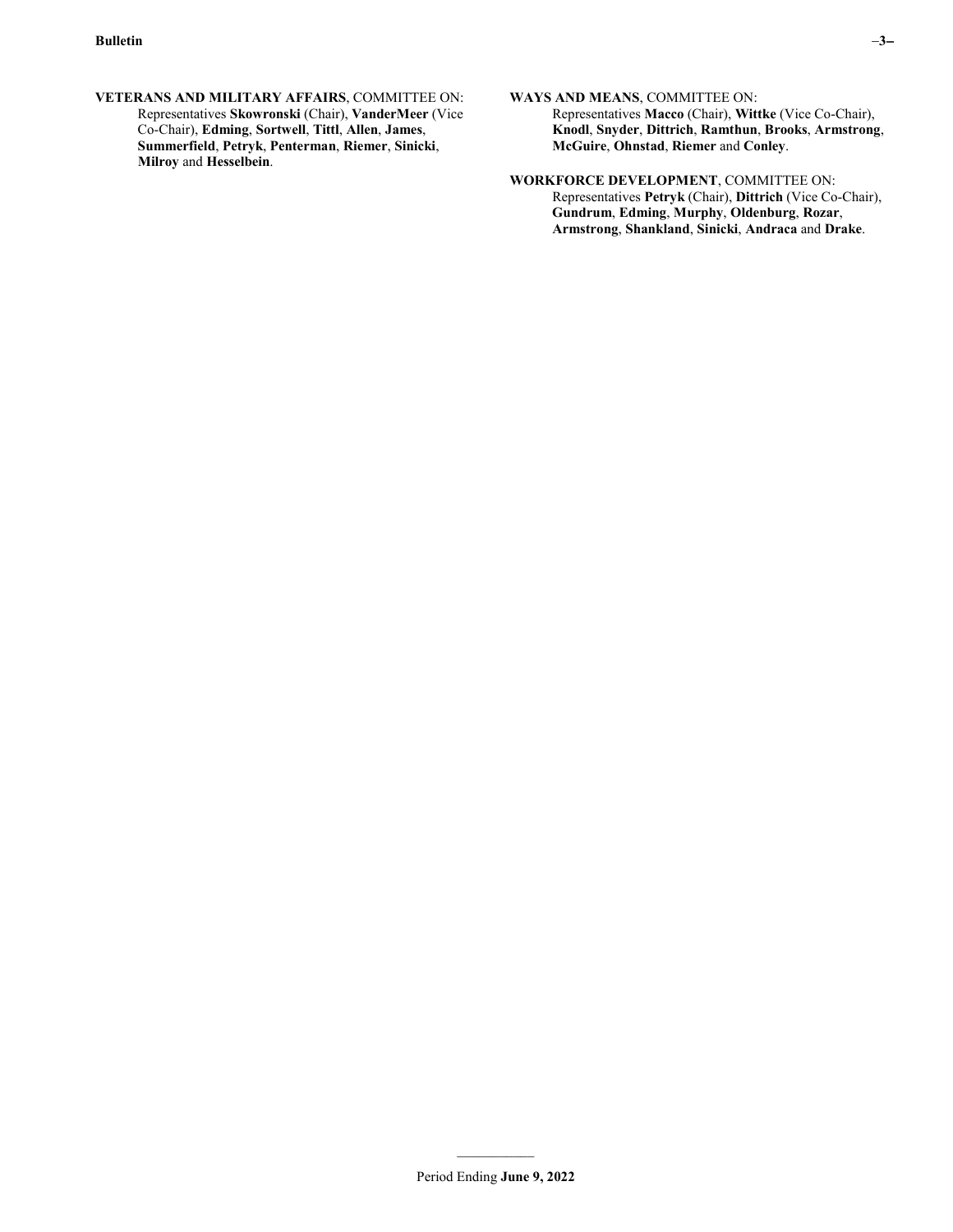**VETERANS AND MILITARY AFFAIRS**, COMMITTEE ON:
Representatives **Skowronski** (Chair), **VanderMeer** (Vice Co-Chair), **Edming**, **Sortwell**, **Tittl**, **Allen**, **James**, **Summerfield**, **Petryk**, **Penterman**, **Riemer**, **Sinicki**, **Milroy** and **Hesselbein**.

**WAYS AND MEANS**, COMMITTEE ON:
Representatives **Macco** (Chair), **Wittke** (Vice Co-Chair), **Knodl**, **Snyder**, **Dittrich**, **Ramthun**, **Brooks**, **Armstrong**, **McGuire**, **Ohnstad**, **Riemer** and **Conley**.

**WORKFORCE DEVELOPMENT**, COMMITTEE ON:
Representatives **Petryk** (Chair), **Dittrich** (Vice Co-Chair), **Gundrum**, **Edming**, **Murphy**, **Oldenburg**, **Rozar**, **Armstrong**, **Shankland**, **Sinicki**, **Andraca** and **Drake**.

---

Period Ending **June 9, 2022**